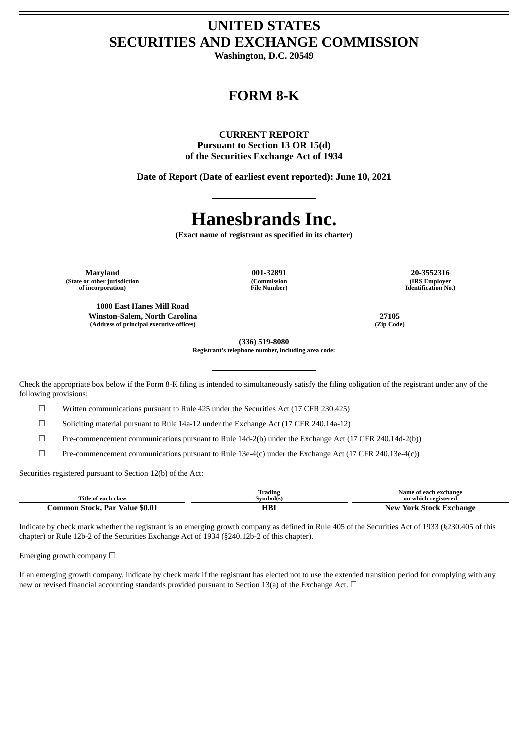# UNITED STATES
# SECURITIES AND EXCHANGE COMMISSION

**Washington, D.C. 20549**

## FORM 8-K

**CURRENT REPORT**
**Pursuant to Section 13 OR 15(d)**
**of the Securities Exchange Act of 1934**

**Date of Report (Date of earliest event reported): June 10, 2021**

# Hanesbrands Inc.

**(Exact name of registrant as specified in its charter)**

| Maryland | 001-32891 | 20-3552316 |
|---|---|---|
| (State or other jurisdiction of incorporation) | (Commission File Number) | (IRS Employer Identification No.) |

| 1000 East Hanes Mill Road Winston-Salem, North Carolina | 27105 |
|---|---|
| (Address of principal executive offices) | (Zip Code) |

**(336) 519-8080**
**Registrant's telephone number, including area code:**

Check the appropriate box below if the Form 8-K filing is intended to simultaneously satisfy the filing obligation of the registrant under any of the following provisions:

☐ Written communications pursuant to Rule 425 under the Securities Act (17 CFR 230.425)

☐ Soliciting material pursuant to Rule 14a-12 under the Exchange Act (17 CFR 240.14a-12)

☐ Pre-commencement communications pursuant to Rule 14d-2(b) under the Exchange Act (17 CFR 240.14d-2(b))

☐ Pre-commencement communications pursuant to Rule 13e-4(c) under the Exchange Act (17 CFR 240.13e-4(c))

Securities registered pursuant to Section 12(b) of the Act:

| Title of each class | Trading Symbol(s) | Name of each exchange on which registered |
|---|---|---|
| **Common Stock, Par Value $0.01** | **HBI** | **New York Stock Exchange** |

Indicate by check mark whether the registrant is an emerging growth company as defined in Rule 405 of the Securities Act of 1933 (§230.405 of this chapter) or Rule 12b-2 of the Securities Exchange Act of 1934 (§240.12b-2 of this chapter).

Emerging growth company ☐

If an emerging growth company, indicate by check mark if the registrant has elected not to use the extended transition period for complying with any new or revised financial accounting standards provided pursuant to Section 13(a) of the Exchange Act. ☐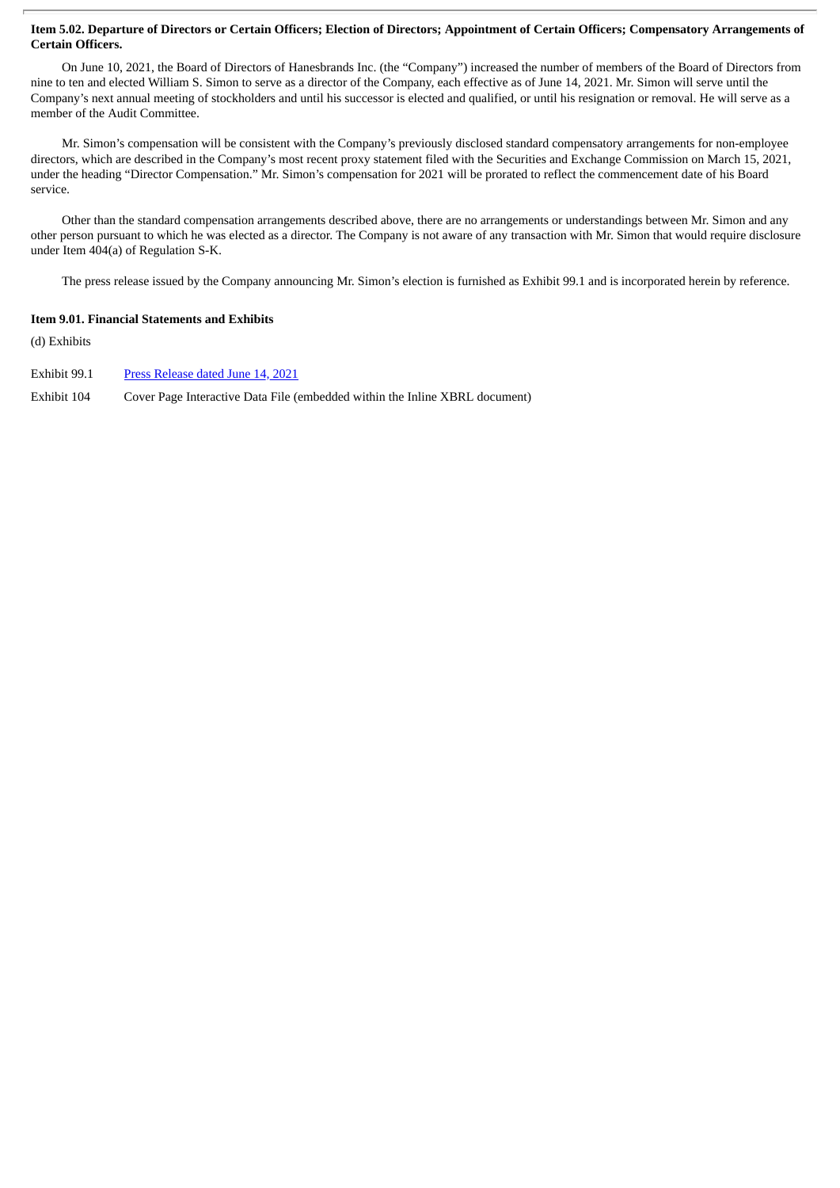**Item 5.02. Departure of Directors or Certain Officers; Election of Directors; Appointment of Certain Officers; Compensatory Arrangements of Certain Officers.**

On June 10, 2021, the Board of Directors of Hanesbrands Inc. (the "Company") increased the number of members of the Board of Directors from nine to ten and elected William S. Simon to serve as a director of the Company, each effective as of June 14, 2021. Mr. Simon will serve until the Company's next annual meeting of stockholders and until his successor is elected and qualified, or until his resignation or removal. He will serve as a member of the Audit Committee.

Mr. Simon's compensation will be consistent with the Company's previously disclosed standard compensatory arrangements for non-employee directors, which are described in the Company's most recent proxy statement filed with the Securities and Exchange Commission on March 15, 2021, under the heading "Director Compensation." Mr. Simon's compensation for 2021 will be prorated to reflect the commencement date of his Board service.

Other than the standard compensation arrangements described above, there are no arrangements or understandings between Mr. Simon and any other person pursuant to which he was elected as a director. The Company is not aware of any transaction with Mr. Simon that would require disclosure under Item 404(a) of Regulation S-K.

The press release issued by the Company announcing Mr. Simon's election is furnished as Exhibit 99.1 and is incorporated herein by reference.

**Item 9.01. Financial Statements and Exhibits**

(d) Exhibits

| | |
|---|---|
| Exhibit 99.1 | Press Release dated June 14, 2021 |
| Exhibit 104 | Cover Page Interactive Data File (embedded within the Inline XBRL document) |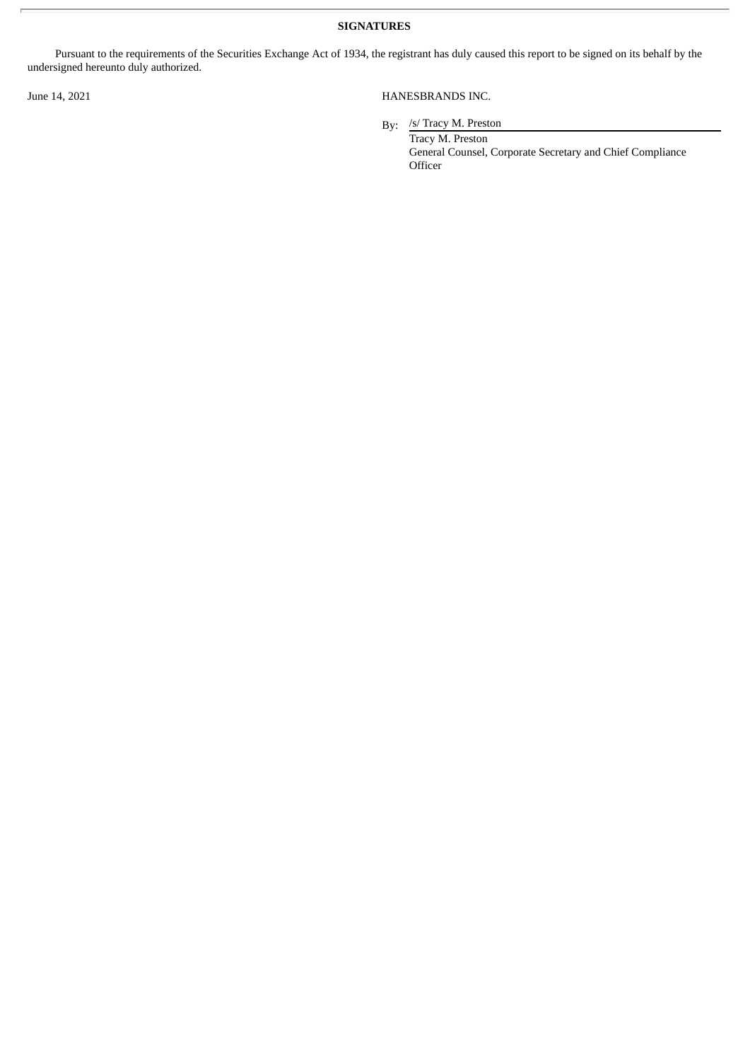**SIGNATURES**

Pursuant to the requirements of the Securities Exchange Act of 1934, the registrant has duly caused this report to be signed on its behalf by the undersigned hereunto duly authorized.

June 14, 2021

HANESBRANDS INC.

By: /s/ Tracy M. Preston

Tracy M. Preston
General Counsel, Corporate Secretary and Chief Compliance Officer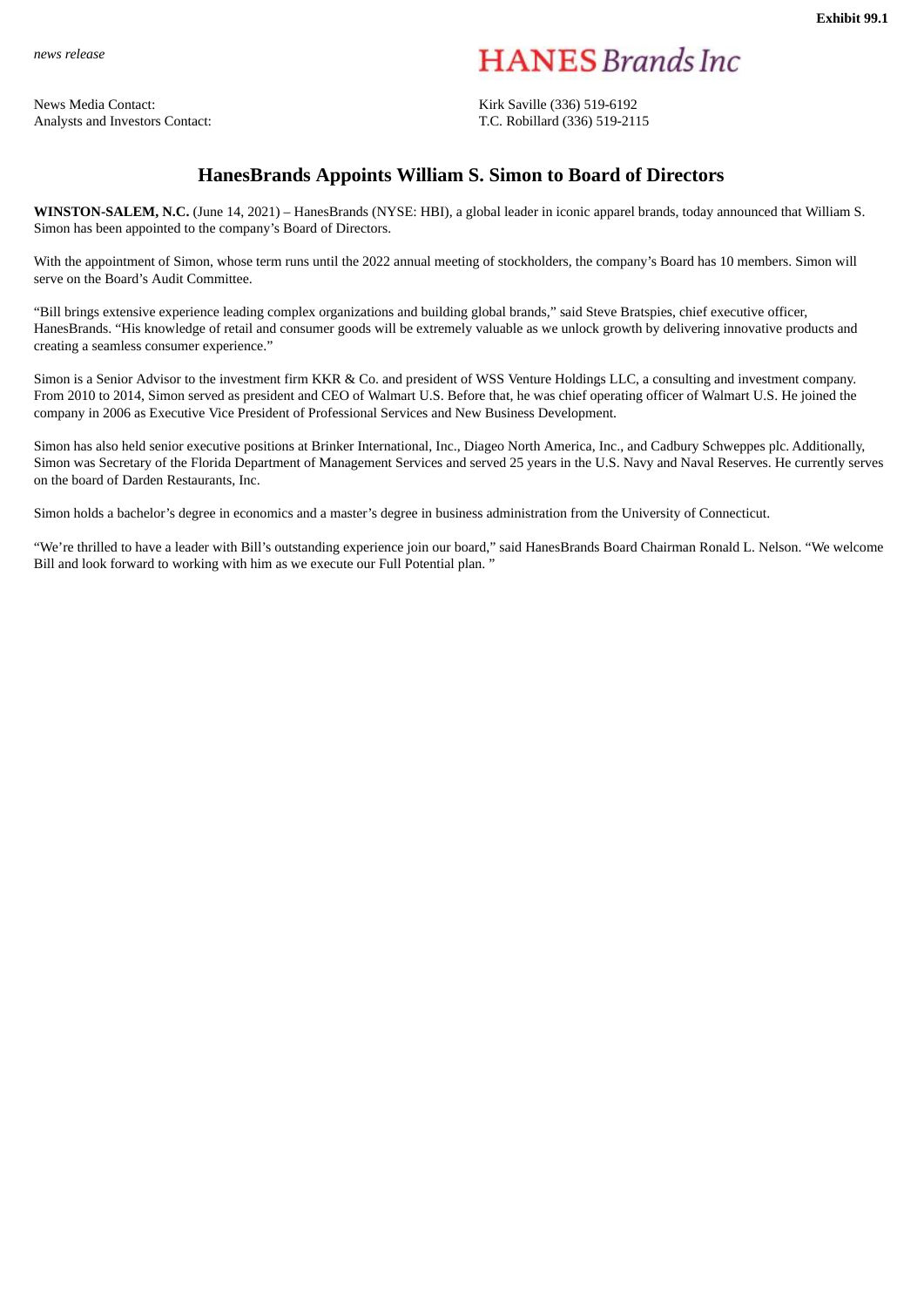**Exhibit 99.1**

*news release*

**HANES Brands Inc**

| | |
|---|---|
| News Media Contact: | Kirk Saville (336) 519-6192 |
| Analysts and Investors Contact: | T.C. Robillard (336) 519-2115 |

# HanesBrands Appoints William S. Simon to Board of Directors

**WINSTON-SALEM, N.C.** (June 14, 2021) – HanesBrands (NYSE: HBI), a global leader in iconic apparel brands, today announced that William S. Simon has been appointed to the company's Board of Directors.

With the appointment of Simon, whose term runs until the 2022 annual meeting of stockholders, the company's Board has 10 members. Simon will serve on the Board's Audit Committee.

"Bill brings extensive experience leading complex organizations and building global brands," said Steve Bratspies, chief executive officer, HanesBrands. "His knowledge of retail and consumer goods will be extremely valuable as we unlock growth by delivering innovative products and creating a seamless consumer experience."

Simon is a Senior Advisor to the investment firm KKR & Co. and president of WSS Venture Holdings LLC, a consulting and investment company. From 2010 to 2014, Simon served as president and CEO of Walmart U.S. Before that, he was chief operating officer of Walmart U.S. He joined the company in 2006 as Executive Vice President of Professional Services and New Business Development.

Simon has also held senior executive positions at Brinker International, Inc., Diageo North America, Inc., and Cadbury Schweppes plc. Additionally, Simon was Secretary of the Florida Department of Management Services and served 25 years in the U.S. Navy and Naval Reserves. He currently serves on the board of Darden Restaurants, Inc.

Simon holds a bachelor's degree in economics and a master's degree in business administration from the University of Connecticut.

"We're thrilled to have a leader with Bill's outstanding experience join our board," said HanesBrands Board Chairman Ronald L. Nelson. "We welcome Bill and look forward to working with him as we execute our Full Potential plan. "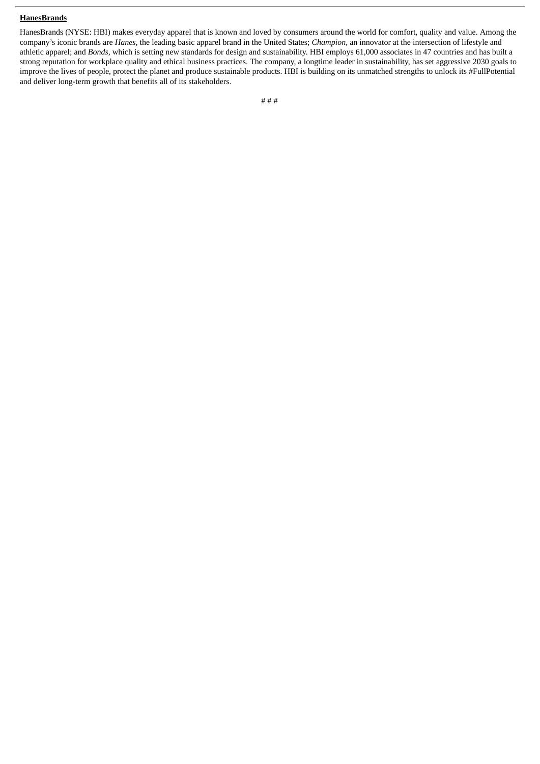**HanesBrands**

HanesBrands (NYSE: HBI) makes everyday apparel that is known and loved by consumers around the world for comfort, quality and value. Among the company's iconic brands are *Hanes*, the leading basic apparel brand in the United States; *Champion*, an innovator at the intersection of lifestyle and athletic apparel; and *Bonds*, which is setting new standards for design and sustainability. HBI employs 61,000 associates in 47 countries and has built a strong reputation for workplace quality and ethical business practices. The company, a longtime leader in sustainability, has set aggressive 2030 goals to improve the lives of people, protect the planet and produce sustainable products. HBI is building on its unmatched strengths to unlock its #FullPotential and deliver long-term growth that benefits all of its stakeholders.

# # #